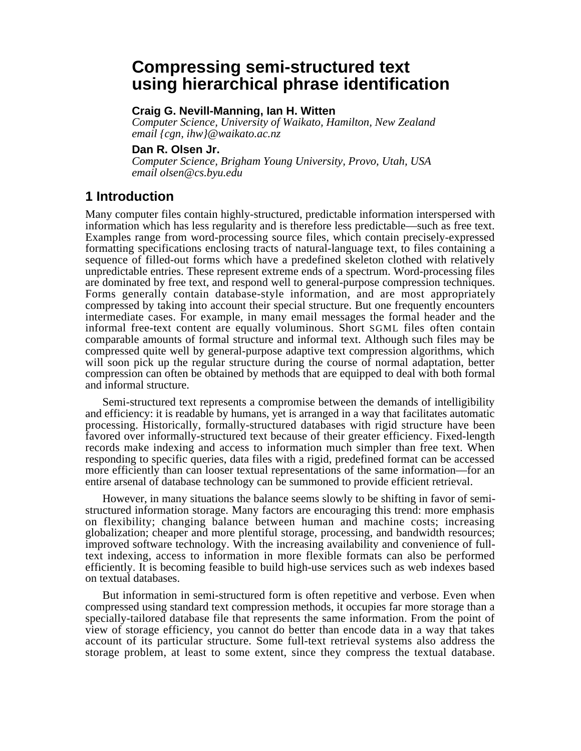# Compressing semi-structured text using hierarchical phrase identification

**Craig G. Nevill-Manning, Ian H. Witten**
*Computer Science, University of Waikato, Hamilton, New Zealand*
*email {cgn, ihw}@waikato.ac.nz*

**Dan R. Olsen Jr.**
*Computer Science, Brigham Young University, Provo, Utah, USA*
*email olsen@cs.byu.edu*

## 1 Introduction

Many computer files contain highly-structured, predictable information interspersed with information which has less regularity and is therefore less predictable—such as free text. Examples range from word-processing source files, which contain precisely-expressed formatting specifications enclosing tracts of natural-language text, to files containing a sequence of filled-out forms which have a predefined skeleton clothed with relatively unpredictable entries. These represent extreme ends of a spectrum. Word-processing files are dominated by free text, and respond well to general-purpose compression techniques. Forms generally contain database-style information, and are most appropriately compressed by taking into account their special structure. But one frequently encounters intermediate cases. For example, in many email messages the formal header and the informal free-text content are equally voluminous. Short SGML files often contain comparable amounts of formal structure and informal text. Although such files may be compressed quite well by general-purpose adaptive text compression algorithms, which will soon pick up the regular structure during the course of normal adaptation, better compression can often be obtained by methods that are equipped to deal with both formal and informal structure.

Semi-structured text represents a compromise between the demands of intelligibility and efficiency: it is readable by humans, yet is arranged in a way that facilitates automatic processing. Historically, formally-structured databases with rigid structure have been favored over informally-structured text because of their greater efficiency. Fixed-length records make indexing and access to information much simpler than free text. When responding to specific queries, data files with a rigid, predefined format can be accessed more efficiently than can looser textual representations of the same information—for an entire arsenal of database technology can be summoned to provide efficient retrieval.

However, in many situations the balance seems slowly to be shifting in favor of semi-structured information storage. Many factors are encouraging this trend: more emphasis on flexibility; changing balance between human and machine costs; increasing globalization; cheaper and more plentiful storage, processing, and bandwidth resources; improved software technology. With the increasing availability and convenience of full-text indexing, access to information in more flexible formats can also be performed efficiently. It is becoming feasible to build high-use services such as web indexes based on textual databases.

But information in semi-structured form is often repetitive and verbose. Even when compressed using standard text compression methods, it occupies far more storage than a specially-tailored database file that represents the same information. From the point of view of storage efficiency, you cannot do better than encode data in a way that takes account of its particular structure. Some full-text retrieval systems also address the storage problem, at least to some extent, since they compress the textual database.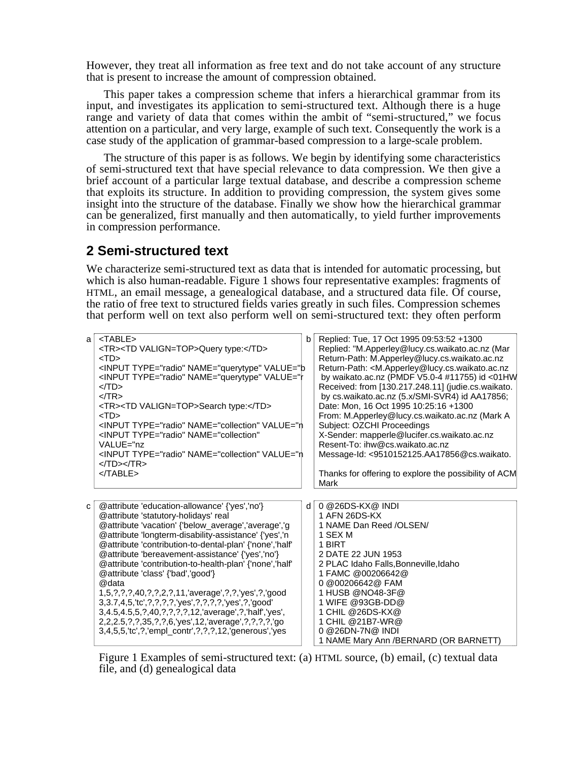However, they treat all information as free text and do not take account of any structure that is present to increase the amount of compression obtained.

This paper takes a compression scheme that infers a hierarchical grammar from its input, and investigates its application to semi-structured text. Although there is a huge range and variety of data that comes within the ambit of "semi-structured," we focus attention on a particular, and very large, example of such text. Consequently the work is a case study of the application of grammar-based compression to a large-scale problem.

The structure of this paper is as follows. We begin by identifying some characteristics of semi-structured text that have special relevance to data compression. We then give a brief account of a particular large textual database, and describe a compression scheme that exploits its structure. In addition to providing compression, the system gives some insight into the structure of the database. Finally we show how the hierarchical grammar can be generalized, first manually and then automatically, to yield further improvements in compression performance.

## 2 Semi-structured text

We characterize semi-structured text as data that is intended for automatic processing, but which is also human-readable. Figure 1 shows four representative examples: fragments of HTML, an email message, a genealogical database, and a structured data file. Of course, the ratio of free text to structured fields varies greatly in such files. Compression schemes that perform well on text also perform well on semi-structured text: they often perform

a
```
<TABLE>
<TR><TD VALIGN=TOP>Query type:</TD>
<TD>
<INPUT TYPE="radio" NAME="querytype" VALUE="b
<INPUT TYPE="radio" NAME="querytype" VALUE="r
</TD>
</TR>
<TR><TD VALIGN=TOP>Search type:</TD>
<TD>
<INPUT TYPE="radio" NAME="collection" VALUE="n
<INPUT TYPE="radio" NAME="collection"
VALUE="nz
<INPUT TYPE="radio" NAME="collection" VALUE="n
</TD></TR>
</TABLE>
```

b
```
Replied: Tue, 17 Oct 1995 09:53:52 +1300
Replied: "M.Apperley@lucy.cs.waikato.ac.nz (Mar
Return-Path: M.Apperley@lucy.cs.waikato.ac.nz
Return-Path: <M.Apperley@lucy.cs.waikato.ac.nz
 by waikato.ac.nz (PMDF V5.0-4 #11755) id <01HW
Received: from [130.217.248.11] (judie.cs.waikato.
 by cs.waikato.ac.nz (5.x/SMI-SVR4) id AA17856;
Date: Mon, 16 Oct 1995 10:25:16 +1300
From: M.Apperley@lucy.cs.waikato.ac.nz (Mark A
Subject: OZCHI Proceedings
X-Sender: mapperle@lucifer.cs.waikato.ac.nz
Resent-To: ihw@cs.waikato.ac.nz
Message-Id: <9510152125.AA17856@cs.waikato.

Thanks for offering to explore the possibility of ACM
Mark
```

c
```
@attribute 'education-allowance' {'yes','no'}
@attribute 'statutory-holidays' real
@attribute 'vacation' {'below_average','average','g
@attribute 'longterm-disability-assistance' {'yes','n
@attribute 'contribution-to-dental-plan' {'none','half'
@attribute 'bereavement-assistance' {'yes','no'}
@attribute 'contribution-to-health-plan' {'none','half'
@attribute 'class' {'bad','good'}
@data
1,5,?,?,?,40,?,?,2,?,11,'average',?,?,'yes',?,'good
3,3.7,4,5,'tc',?,?,?,?,'yes',?,?,?,?,'yes',?,'good'
3,4.5,4.5,5,?,40,?,?,?,?,12,'average',?,'half','yes',
2,2,2.5,?,?,35,?,?,6,'yes',12,'average',?,?,?,?,'go
3,4,5,5,'tc',?,'empl_contr',?,?,?,12,'generous','yes
```

d
```
0 @26DS-KX@ INDI
1 AFN 26DS-KX
1 NAME Dan Reed /OLSEN/
1 SEX M
1 BIRT
2 DATE 22 JUN 1953
2 PLAC Idaho Falls,Bonneville,Idaho
1 FAMC @00206642@
0 @00206642@ FAM
1 HUSB @NO48-3F@
1 WIFE @93GB-DD@
1 CHIL @26DS-KX@
1 CHIL @21B7-WR@
0 @26DN-7N@ INDI
1 NAME Mary Ann /BERNARD (OR BARNETT)
```

Figure 1 Examples of semi-structured text: (a) HTML source, (b) email, (c) textual data file, and (d) genealogical data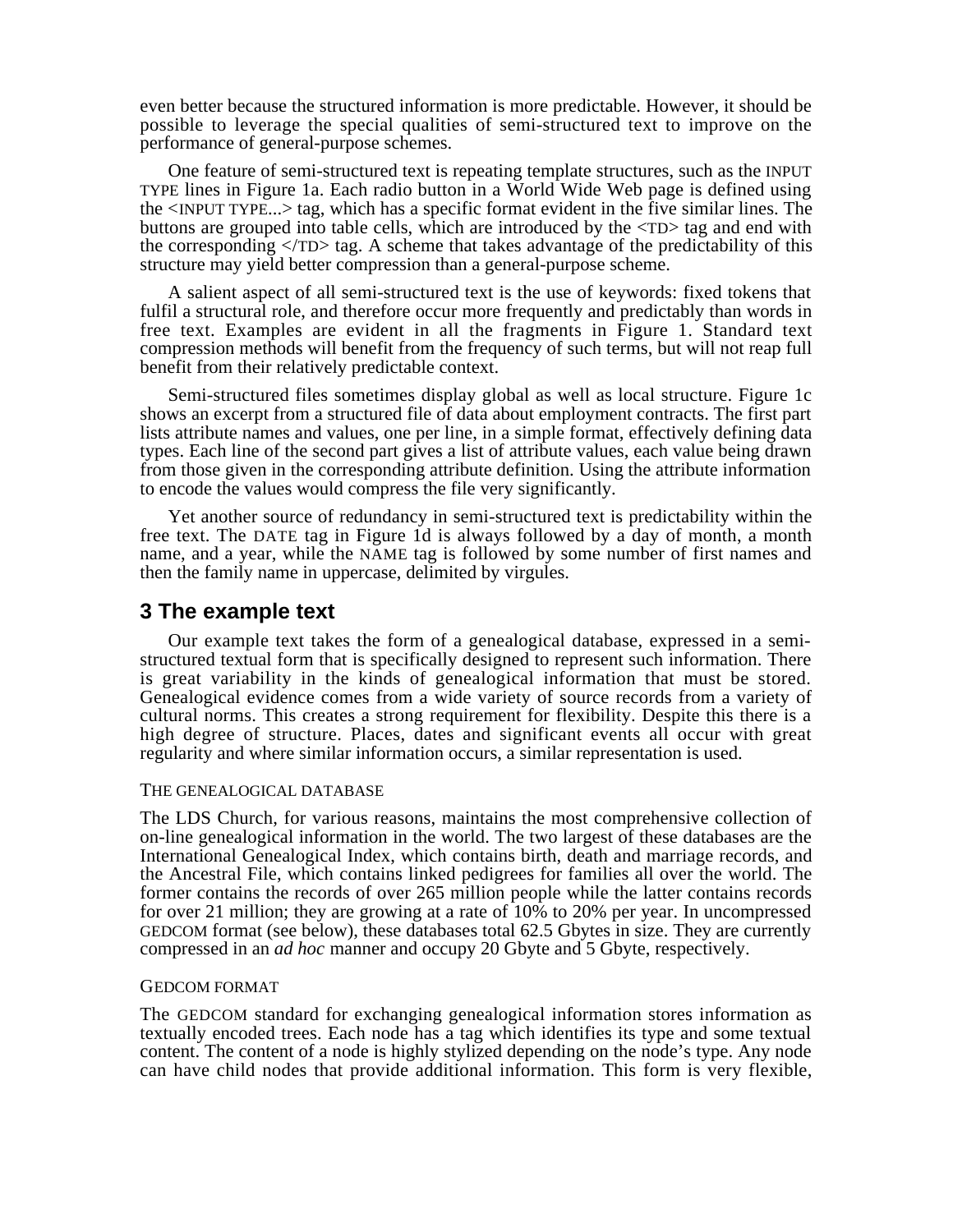even better because the structured information is more predictable. However, it should be possible to leverage the special qualities of semi-structured text to improve on the performance of general-purpose schemes.

One feature of semi-structured text is repeating template structures, such as the INPUT TYPE lines in Figure 1a. Each radio button in a World Wide Web page is defined using the <INPUT TYPE...> tag, which has a specific format evident in the five similar lines. The buttons are grouped into table cells, which are introduced by the <TD> tag and end with the corresponding </TD> tag. A scheme that takes advantage of the predictability of this structure may yield better compression than a general-purpose scheme.

A salient aspect of all semi-structured text is the use of keywords: fixed tokens that fulfil a structural role, and therefore occur more frequently and predictably than words in free text. Examples are evident in all the fragments in Figure 1. Standard text compression methods will benefit from the frequency of such terms, but will not reap full benefit from their relatively predictable context.

Semi-structured files sometimes display global as well as local structure. Figure 1c shows an excerpt from a structured file of data about employment contracts. The first part lists attribute names and values, one per line, in a simple format, effectively defining data types. Each line of the second part gives a list of attribute values, each value being drawn from those given in the corresponding attribute definition. Using the attribute information to encode the values would compress the file very significantly.

Yet another source of redundancy in semi-structured text is predictability within the free text. The DATE tag in Figure 1d is always followed by a day of month, a month name, and a year, while the NAME tag is followed by some number of first names and then the family name in uppercase, delimited by virgules.

## 3 The example text

Our example text takes the form of a genealogical database, expressed in a semi-structured textual form that is specifically designed to represent such information. There is great variability in the kinds of genealogical information that must be stored. Genealogical evidence comes from a wide variety of source records from a variety of cultural norms. This creates a strong requirement for flexibility. Despite this there is a high degree of structure. Places, dates and significant events all occur with great regularity and where similar information occurs, a similar representation is used.

### THE GENEALOGICAL DATABASE

The LDS Church, for various reasons, maintains the most comprehensive collection of on-line genealogical information in the world. The two largest of these databases are the International Genealogical Index, which contains birth, death and marriage records, and the Ancestral File, which contains linked pedigrees for families all over the world. The former contains the records of over 265 million people while the latter contains records for over 21 million; they are growing at a rate of 10% to 20% per year. In uncompressed GEDCOM format (see below), these databases total 62.5 Gbytes in size. They are currently compressed in an *ad hoc* manner and occupy 20 Gbyte and 5 Gbyte, respectively.

### GEDCOM FORMAT

The GEDCOM standard for exchanging genealogical information stores information as textually encoded trees. Each node has a tag which identifies its type and some textual content. The content of a node is highly stylized depending on the node's type. Any node can have child nodes that provide additional information. This form is very flexible,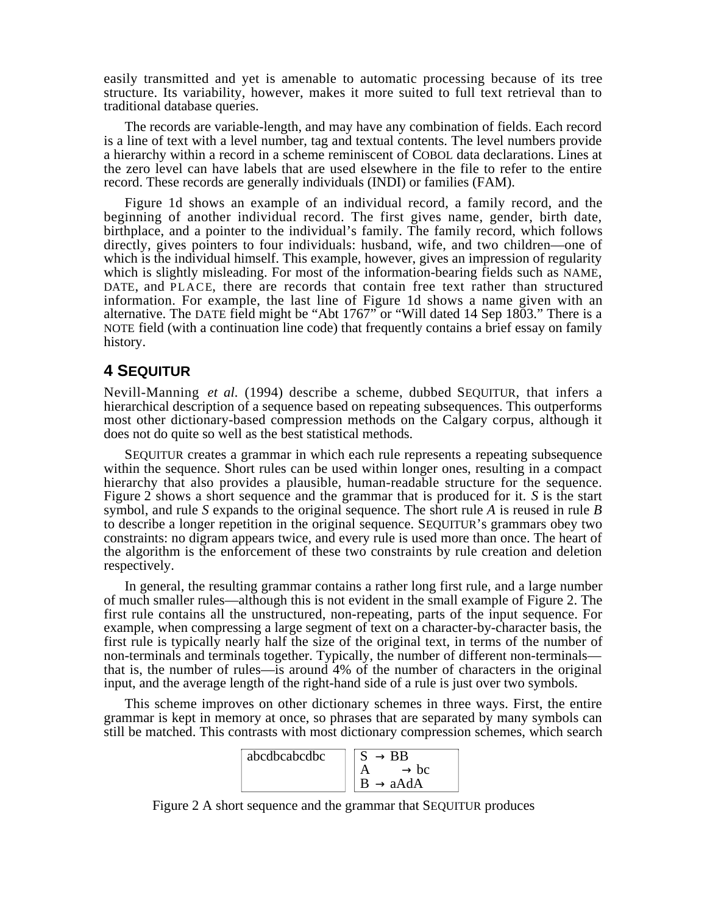easily transmitted and yet is amenable to automatic processing because of its tree structure. Its variability, however, makes it more suited to full text retrieval than to traditional database queries.

The records are variable-length, and may have any combination of fields. Each record is a line of text with a level number, tag and textual contents. The level numbers provide a hierarchy within a record in a scheme reminiscent of COBOL data declarations. Lines at the zero level can have labels that are used elsewhere in the file to refer to the entire record. These records are generally individuals (INDI) or families (FAM).

Figure 1d shows an example of an individual record, a family record, and the beginning of another individual record. The first gives name, gender, birth date, birthplace, and a pointer to the individual's family. The family record, which follows directly, gives pointers to four individuals: husband, wife, and two children—one of which is the individual himself. This example, however, gives an impression of regularity which is slightly misleading. For most of the information-bearing fields such as NAME, DATE, and PLACE, there are records that contain free text rather than structured information. For example, the last line of Figure 1d shows a name given with an alternative. The DATE field might be "Abt 1767" or "Will dated 14 Sep 1803." There is a NOTE field (with a continuation line code) that frequently contains a brief essay on family history.

## 4 SEQUITUR

Nevill-Manning *et al.* (1994) describe a scheme, dubbed SEQUITUR, that infers a hierarchical description of a sequence based on repeating subsequences. This outperforms most other dictionary-based compression methods on the Calgary corpus, although it does not do quite so well as the best statistical methods.

SEQUITUR creates a grammar in which each rule represents a repeating subsequence within the sequence. Short rules can be used within longer ones, resulting in a compact hierarchy that also provides a plausible, human-readable structure for the sequence. Figure 2 shows a short sequence and the grammar that is produced for it. *S* is the start symbol, and rule *S* expands to the original sequence. The short rule *A* is reused in rule *B* to describe a longer repetition in the original sequence. SEQUITUR's grammars obey two constraints: no digram appears twice, and every rule is used more than once. The heart of the algorithm is the enforcement of these two constraints by rule creation and deletion respectively.

In general, the resulting grammar contains a rather long first rule, and a large number of much smaller rules—although this is not evident in the small example of Figure 2. The first rule contains all the unstructured, non-repeating, parts of the input sequence. For example, when compressing a large segment of text on a character-by-character basis, the first rule is typically nearly half the size of the original text, in terms of the number of non-terminals and terminals together. Typically, the number of different non-terminals—that is, the number of rules—is around 4% of the number of characters in the original input, and the average length of the right-hand side of a rule is just over two symbols.

This scheme improves on other dictionary schemes in three ways. First, the entire grammar is kept in memory at once, so phrases that are separated by many symbols can still be matched. This contrasts with most dictionary compression schemes, which search

| | |
|---|---|
| abcdbcabcdbc | S → BB<br>A → bc<br>B → aAdA |

Figure 2 A short sequence and the grammar that SEQUITUR produces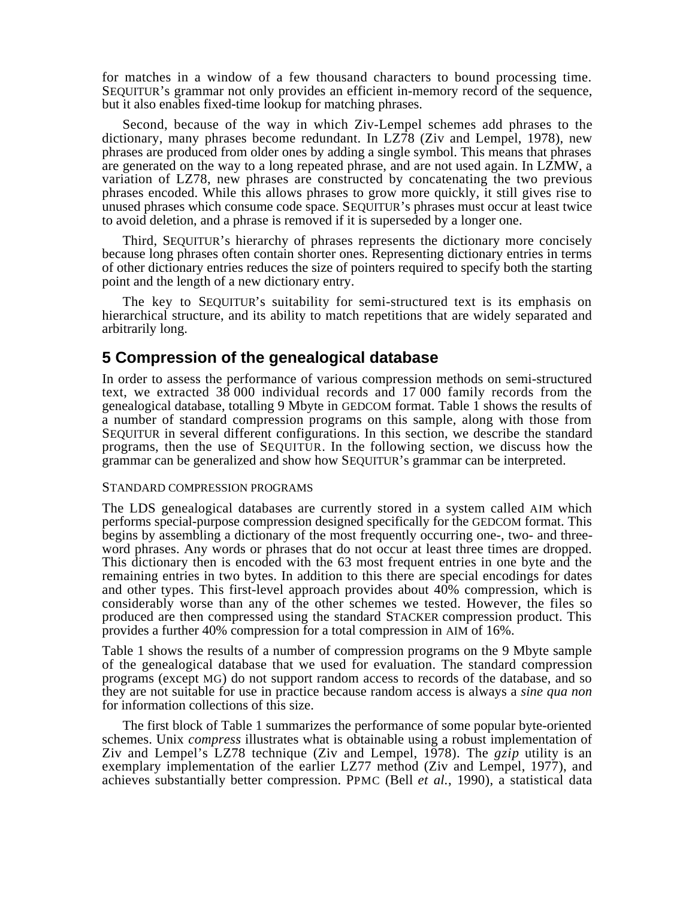for matches in a window of a few thousand characters to bound processing time. SEQUITUR's grammar not only provides an efficient in-memory record of the sequence, but it also enables fixed-time lookup for matching phrases.

Second, because of the way in which Ziv-Lempel schemes add phrases to the dictionary, many phrases become redundant. In LZ78 (Ziv and Lempel, 1978), new phrases are produced from older ones by adding a single symbol. This means that phrases are generated on the way to a long repeated phrase, and are not used again. In LZMW, a variation of LZ78, new phrases are constructed by concatenating the two previous phrases encoded. While this allows phrases to grow more quickly, it still gives rise to unused phrases which consume code space. SEQUITUR's phrases must occur at least twice to avoid deletion, and a phrase is removed if it is superseded by a longer one.

Third, SEQUITUR's hierarchy of phrases represents the dictionary more concisely because long phrases often contain shorter ones. Representing dictionary entries in terms of other dictionary entries reduces the size of pointers required to specify both the starting point and the length of a new dictionary entry.

The key to SEQUITUR's suitability for semi-structured text is its emphasis on hierarchical structure, and its ability to match repetitions that are widely separated and arbitrarily long.

## 5 Compression of the genealogical database

In order to assess the performance of various compression methods on semi-structured text, we extracted 38 000 individual records and 17 000 family records from the genealogical database, totalling 9 Mbyte in GEDCOM format. Table 1 shows the results of a number of standard compression programs on this sample, along with those from SEQUITUR in several different configurations. In this section, we describe the standard programs, then the use of SEQUITUR. In the following section, we discuss how the grammar can be generalized and show how SEQUITUR's grammar can be interpreted.

### STANDARD COMPRESSION PROGRAMS

The LDS genealogical databases are currently stored in a system called AIM which performs special-purpose compression designed specifically for the GEDCOM format. This begins by assembling a dictionary of the most frequently occurring one-, two- and three-word phrases. Any words or phrases that do not occur at least three times are dropped. This dictionary then is encoded with the 63 most frequent entries in one byte and the remaining entries in two bytes. In addition to this there are special encodings for dates and other types. This first-level approach provides about 40% compression, which is considerably worse than any of the other schemes we tested. However, the files so produced are then compressed using the standard STACKER compression product. This provides a further 40% compression for a total compression in AIM of 16%.

Table 1 shows the results of a number of compression programs on the 9 Mbyte sample of the genealogical database that we used for evaluation. The standard compression programs (except MG) do not support random access to records of the database, and so they are not suitable for use in practice because random access is always a *sine qua non* for information collections of this size.

The first block of Table 1 summarizes the performance of some popular byte-oriented schemes. Unix *compress* illustrates what is obtainable using a robust implementation of Ziv and Lempel's LZ78 technique (Ziv and Lempel, 1978). The *gzip* utility is an exemplary implementation of the earlier LZ77 method (Ziv and Lempel, 1977), and achieves substantially better compression. PPMC (Bell *et al.*, 1990), a statistical data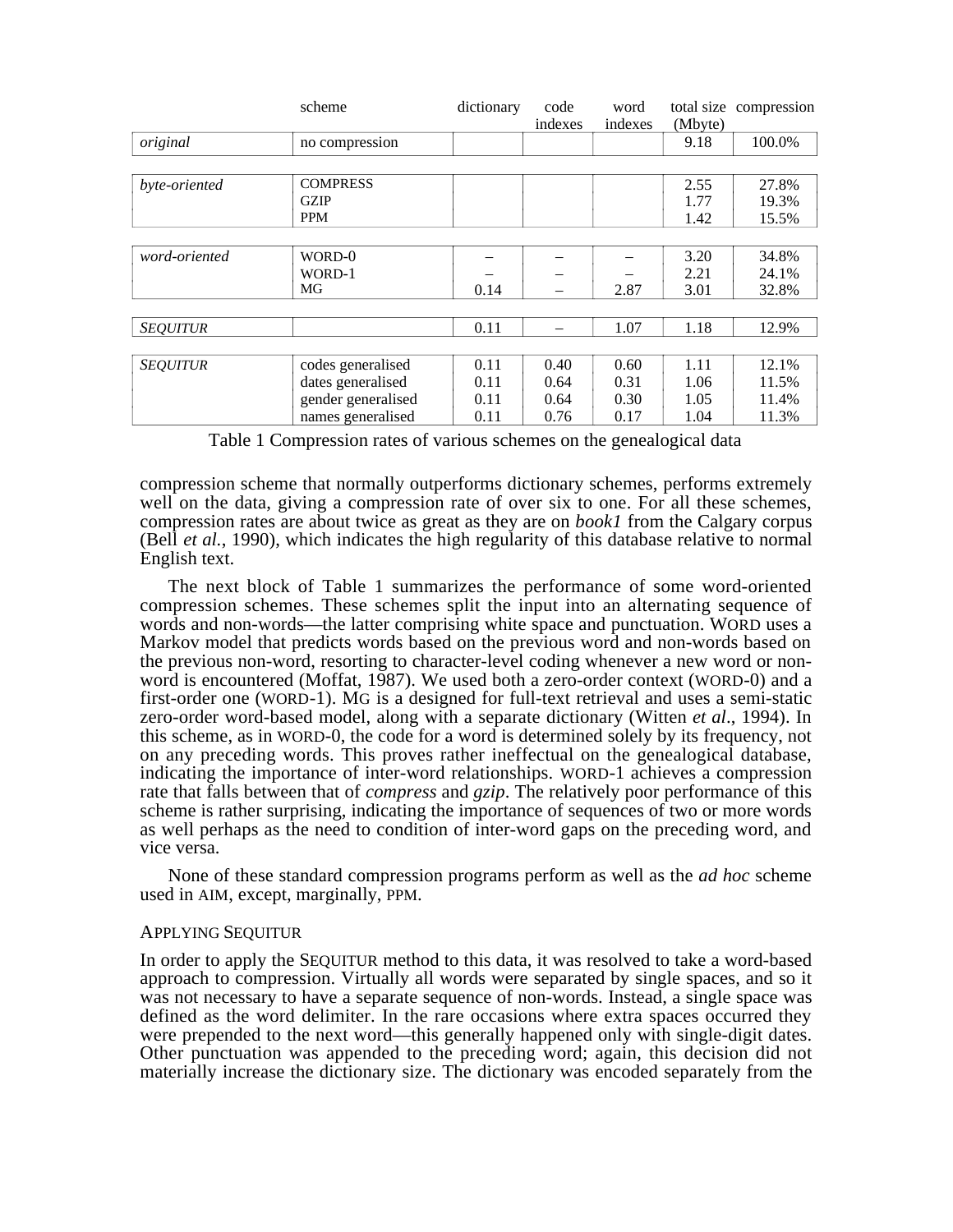| | scheme | dictionary | code indexes | word indexes | total size (Mbyte) | compression |
|---|---|---|---|---|---|---|
| *original* | no compression | | | | 9.18 | 100.0% |
| *byte-oriented* | COMPRESS | | | | 2.55 | 27.8% |
| | GZIP | | | | 1.77 | 19.3% |
| | PPM | | | | 1.42 | 15.5% |
| *word-oriented* | WORD-0 | – | – | – | 3.20 | 34.8% |
| | WORD-1 | – | – | – | 2.21 | 24.1% |
| | MG | 0.14 | – | 2.87 | 3.01 | 32.8% |
| *SEQUITUR* | | 0.11 | – | 1.07 | 1.18 | 12.9% |
| *SEQUITUR* | codes generalised | 0.11 | 0.40 | 0.60 | 1.11 | 12.1% |
| | dates generalised | 0.11 | 0.64 | 0.31 | 1.06 | 11.5% |
| | gender generalised | 0.11 | 0.64 | 0.30 | 1.05 | 11.4% |
| | names generalised | 0.11 | 0.76 | 0.17 | 1.04 | 11.3% |

Table 1 Compression rates of various schemes on the genealogical data

compression scheme that normally outperforms dictionary schemes, performs extremely well on the data, giving a compression rate of over six to one. For all these schemes, compression rates are about twice as great as they are on *book1* from the Calgary corpus (Bell *et al.*, 1990), which indicates the high regularity of this database relative to normal English text.

The next block of Table 1 summarizes the performance of some word-oriented compression schemes. These schemes split the input into an alternating sequence of words and non-words—the latter comprising white space and punctuation. WORD uses a Markov model that predicts words based on the previous word and non-words based on the previous non-word, resorting to character-level coding whenever a new word or non-word is encountered (Moffat, 1987). We used both a zero-order context (WORD-0) and a first-order one (WORD-1). MG is a designed for full-text retrieval and uses a semi-static zero-order word-based model, along with a separate dictionary (Witten *et al*., 1994). In this scheme, as in WORD-0, the code for a word is determined solely by its frequency, not on any preceding words. This proves rather ineffectual on the genealogical database, indicating the importance of inter-word relationships. WORD-1 achieves a compression rate that falls between that of *compress* and *gzip*. The relatively poor performance of this scheme is rather surprising, indicating the importance of sequences of two or more words as well perhaps as the need to condition of inter-word gaps on the preceding word, and vice versa.

None of these standard compression programs perform as well as the *ad hoc* scheme used in AIM, except, marginally, PPM.

### APPLYING SEQUITUR

In order to apply the SEQUITUR method to this data, it was resolved to take a word-based approach to compression. Virtually all words were separated by single spaces, and so it was not necessary to have a separate sequence of non-words. Instead, a single space was defined as the word delimiter. In the rare occasions where extra spaces occurred they were prepended to the next word—this generally happened only with single-digit dates. Other punctuation was appended to the preceding word; again, this decision did not materially increase the dictionary size. The dictionary was encoded separately from the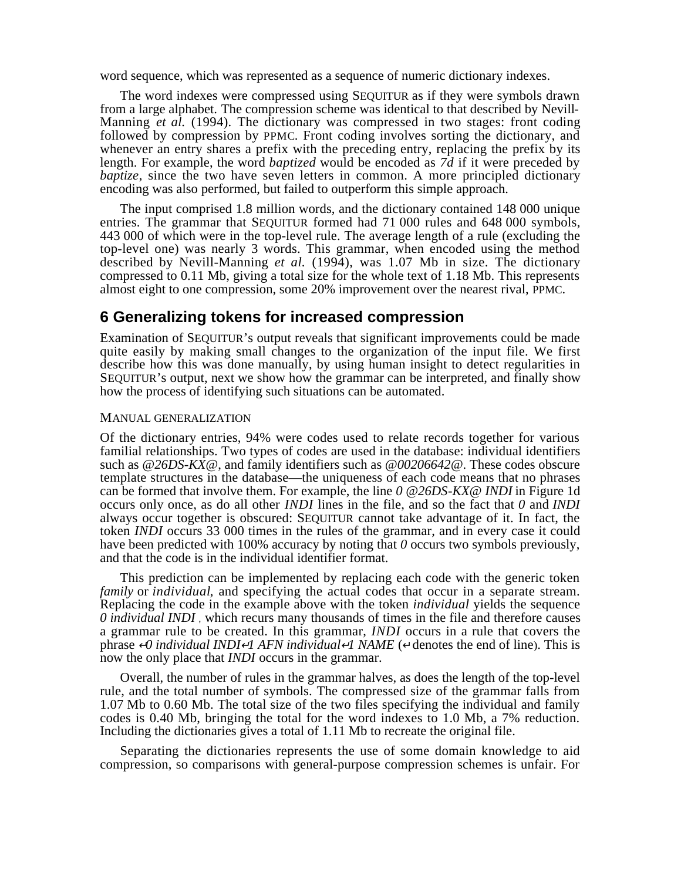word sequence, which was represented as a sequence of numeric dictionary indexes.

The word indexes were compressed using SEQUITUR as if they were symbols drawn from a large alphabet. The compression scheme was identical to that described by Nevill-Manning *et al.* (1994). The dictionary was compressed in two stages: front coding followed by compression by PPMC. Front coding involves sorting the dictionary, and whenever an entry shares a prefix with the preceding entry, replacing the prefix by its length. For example, the word *baptized* would be encoded as *7d* if it were preceded by *baptize*, since the two have seven letters in common. A more principled dictionary encoding was also performed, but failed to outperform this simple approach.

The input comprised 1.8 million words, and the dictionary contained 148 000 unique entries. The grammar that SEQUITUR formed had 71 000 rules and 648 000 symbols, 443 000 of which were in the top-level rule. The average length of a rule (excluding the top-level one) was nearly 3 words. This grammar, when encoded using the method described by Nevill-Manning *et al.* (1994), was 1.07 Mb in size. The dictionary compressed to 0.11 Mb, giving a total size for the whole text of 1.18 Mb. This represents almost eight to one compression, some 20% improvement over the nearest rival, PPMC.

## 6 Generalizing tokens for increased compression

Examination of SEQUITUR's output reveals that significant improvements could be made quite easily by making small changes to the organization of the input file. We first describe how this was done manually, by using human insight to detect regularities in SEQUITUR's output, next we show how the grammar can be interpreted, and finally show how the process of identifying such situations can be automated.

### MANUAL GENERALIZATION

Of the dictionary entries, 94% were codes used to relate records together for various familial relationships. Two types of codes are used in the database: individual identifiers such as *@26DS-KX@*, and family identifiers such as *@00206642@*. These codes obscure template structures in the database—the uniqueness of each code means that no phrases can be formed that involve them. For example, the line *0 @26DS-KX@ INDI* in Figure 1d occurs only once, as do all other *INDI* lines in the file, and so the fact that *0* and *INDI* always occur together is obscured: SEQUITUR cannot take advantage of it. In fact, the token *INDI* occurs 33 000 times in the rules of the grammar, and in every case it could have been predicted with 100% accuracy by noting that *0* occurs two symbols previously, and that the code is in the individual identifier format.

This prediction can be implemented by replacing each code with the generic token *family* or *individual*, and specifying the actual codes that occur in a separate stream. Replacing the code in the example above with the token *individual* yields the sequence *0 individual INDI* , which recurs many thousands of times in the file and therefore causes a grammar rule to be created. In this grammar, *INDI* occurs in a rule that covers the phrase *↵0 individual INDI↵1 AFN individual↵1 NAME* (↵ denotes the end of line). This is now the only place that *INDI* occurs in the grammar.

Overall, the number of rules in the grammar halves, as does the length of the top-level rule, and the total number of symbols. The compressed size of the grammar falls from 1.07 Mb to 0.60 Mb. The total size of the two files specifying the individual and family codes is 0.40 Mb, bringing the total for the word indexes to 1.0 Mb, a 7% reduction. Including the dictionaries gives a total of 1.11 Mb to recreate the original file.

Separating the dictionaries represents the use of some domain knowledge to aid compression, so comparisons with general-purpose compression schemes is unfair. For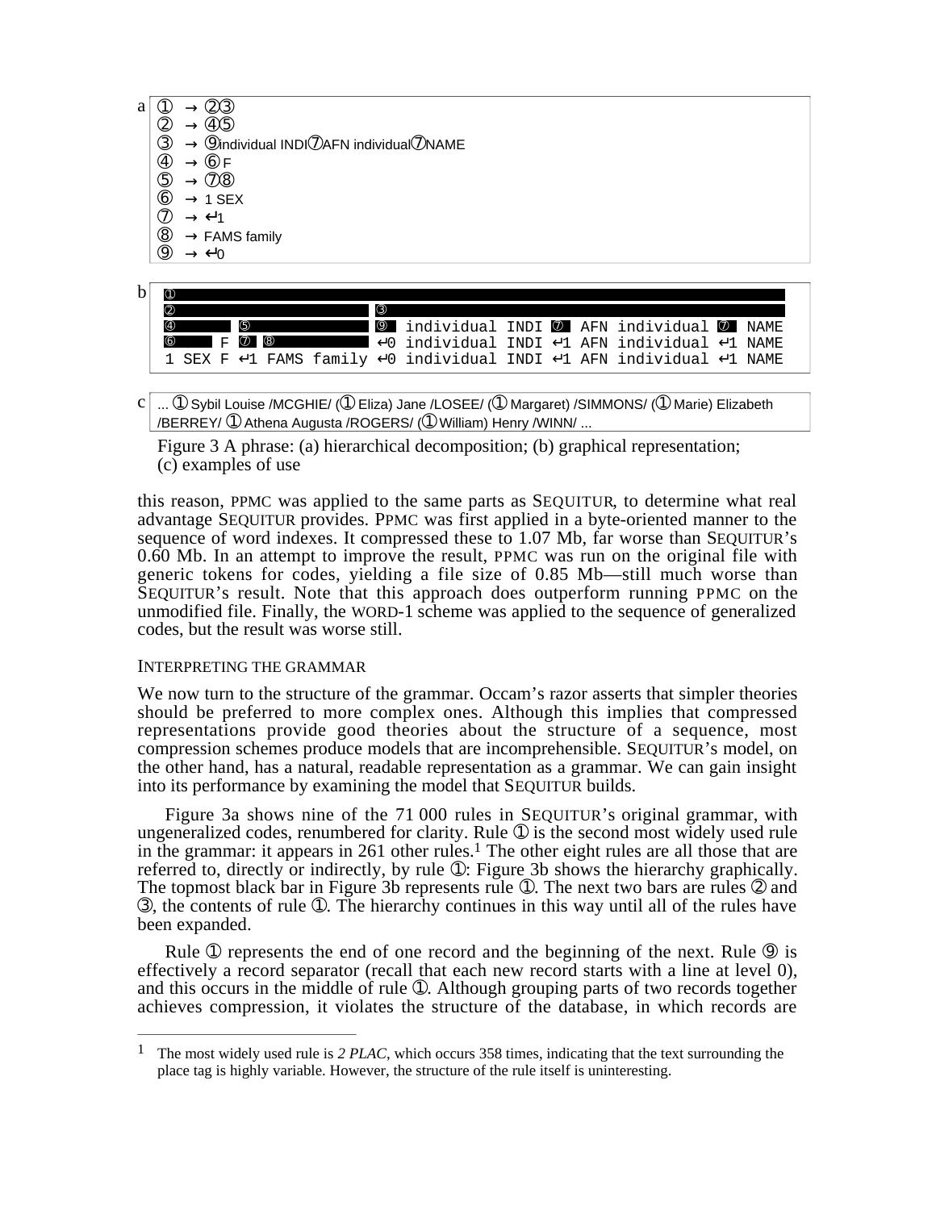a
```
①  → ②③
②  → ④⑤
③  → ⑨individual INDI⑦AFN individual⑦NAME
④  → ⑥F
⑤  → ⑦⑧
⑥  → 1 SEX
⑦  → ↵1
⑧  → FAMS family
⑨  → ↵0
```

b
```
①
②                              ③
④        ⑤                     ⑨ individual INDI ⑦ AFN individual ⑦ NAME
⑥      F ⑦ ⑧                   ↵0 individual INDI ↵1 AFN individual ↵1 NAME
1 SEX F ↵1 FAMS family ↵0 individual INDI ↵1 AFN individual ↵1 NAME
```

c
... ① Sybil Louise /MCGHIE/ (① Eliza) Jane /LOSEE/ (① Margaret) /SIMMONS/ (① Marie) Elizabeth /BERREY/ ① Athena Augusta /ROGERS/ (① William) Henry /WINN/ ...

Figure 3 A phrase: (a) hierarchical decomposition; (b) graphical representation; (c) examples of use

this reason, PPMC was applied to the same parts as SEQUITUR, to determine what real advantage SEQUITUR provides. PPMC was first applied in a byte-oriented manner to the sequence of word indexes. It compressed these to 1.07 Mb, far worse than SEQUITUR's 0.60 Mb. In an attempt to improve the result, PPMC was run on the original file with generic tokens for codes, yielding a file size of 0.85 Mb—still much worse than SEQUITUR's result. Note that this approach does outperform running PPMC on the unmodified file. Finally, the WORD-1 scheme was applied to the sequence of generalized codes, but the result was worse still.

### INTERPRETING THE GRAMMAR

We now turn to the structure of the grammar. Occam's razor asserts that simpler theories should be preferred to more complex ones. Although this implies that compressed representations provide good theories about the structure of a sequence, most compression schemes produce models that are incomprehensible. SEQUITUR's model, on the other hand, has a natural, readable representation as a grammar. We can gain insight into its performance by examining the model that SEQUITUR builds.

Figure 3a shows nine of the 71 000 rules in SEQUITUR's original grammar, with ungeneralized codes, renumbered for clarity. Rule ① is the second most widely used rule in the grammar: it appears in 261 other rules.[1] The other eight rules are all those that are referred to, directly or indirectly, by rule ①: Figure 3b shows the hierarchy graphically. The topmost black bar in Figure 3b represents rule ①. The next two bars are rules ② and ③, the contents of rule ①. The hierarchy continues in this way until all of the rules have been expanded.

Rule ① represents the end of one record and the beginning of the next. Rule ⑨ is effectively a record separator (recall that each new record starts with a line at level 0), and this occurs in the middle of rule ①. Although grouping parts of two records together achieves compression, it violates the structure of the database, in which records are

---

[1] The most widely used rule is *2 PLAC*, which occurs 358 times, indicating that the text surrounding the place tag is highly variable. However, the structure of the rule itself is uninteresting.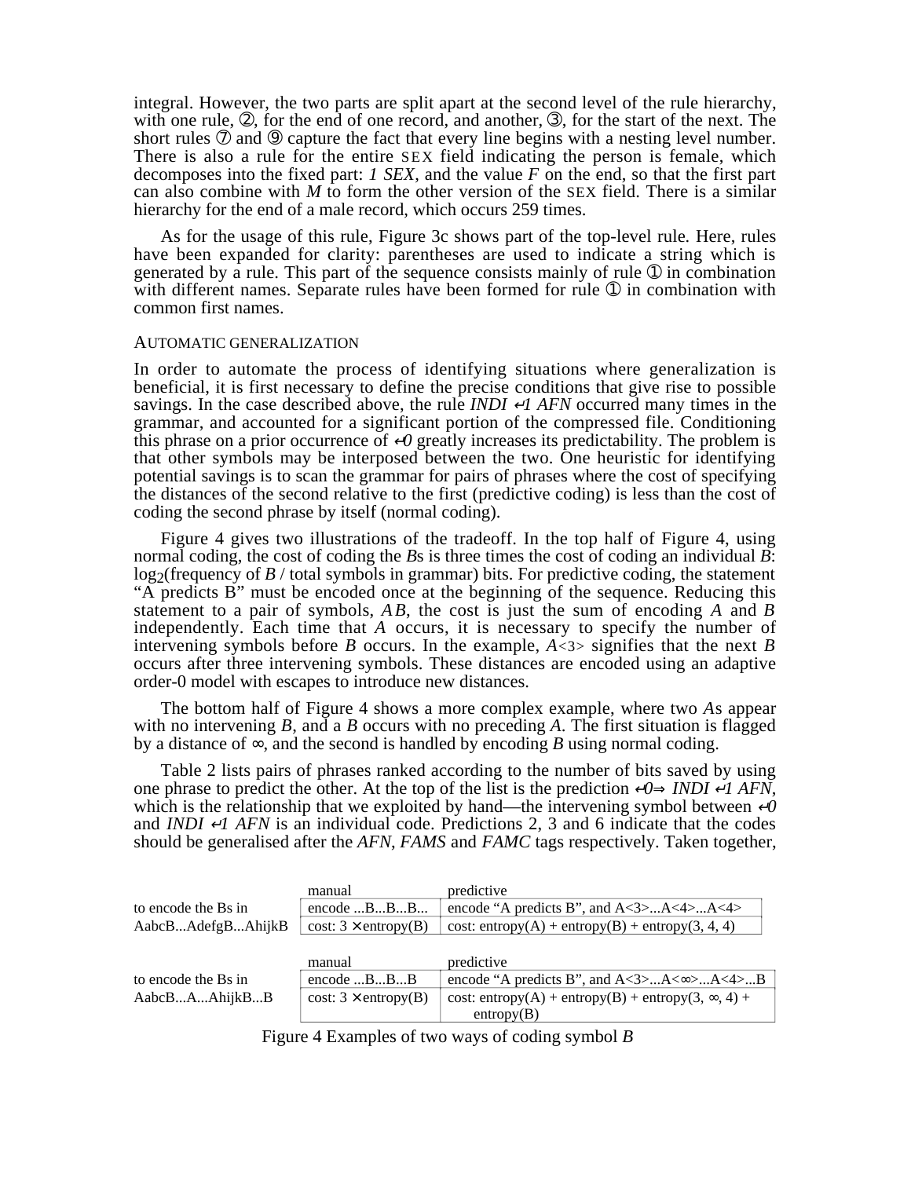integral. However, the two parts are split apart at the second level of the rule hierarchy, with one rule, ②, for the end of one record, and another, ③, for the start of the next. The short rules ⑦ and ⑨ capture the fact that every line begins with a nesting level number. There is also a rule for the entire SEX field indicating the person is female, which decomposes into the fixed part: *1 SEX*, and the value *F* on the end, so that the first part can also combine with *M* to form the other version of the SEX field. There is a similar hierarchy for the end of a male record, which occurs 259 times.

As for the usage of this rule, Figure 3c shows part of the top-level rule. Here, rules have been expanded for clarity: parentheses are used to indicate a string which is generated by a rule. This part of the sequence consists mainly of rule ① in combination with different names. Separate rules have been formed for rule ① in combination with common first names.

### AUTOMATIC GENERALIZATION

In order to automate the process of identifying situations where generalization is beneficial, it is first necessary to define the precise conditions that give rise to possible savings. In the case described above, the rule *INDI ↵1 AFN* occurred many times in the grammar, and accounted for a significant portion of the compressed file. Conditioning this phrase on a prior occurrence of *↵0* greatly increases its predictability. The problem is that other symbols may be interposed between the two. One heuristic for identifying potential savings is to scan the grammar for pairs of phrases where the cost of specifying the distances of the second relative to the first (predictive coding) is less than the cost of coding the second phrase by itself (normal coding).

Figure 4 gives two illustrations of the tradeoff. In the top half of Figure 4, using normal coding, the cost of coding the *B*s is three times the cost of coding an individual *B*: $\log_2$(frequency of *B* / total symbols in grammar) bits. For predictive coding, the statement "A predicts B" must be encoded once at the beginning of the sequence. Reducing this statement to a pair of symbols, *AB*, the cost is just the sum of encoding *A* and *B* independently. Each time that *A* occurs, it is necessary to specify the number of intervening symbols before *B* occurs. In the example, *A*<3> signifies that the next *B* occurs after three intervening symbols. These distances are encoded using an adaptive order-0 model with escapes to introduce new distances.

The bottom half of Figure 4 shows a more complex example, where two *A*s appear with no intervening *B*, and a *B* occurs with no preceding *A*. The first situation is flagged by a distance of ∞, and the second is handled by encoding *B* using normal coding.

Table 2 lists pairs of phrases ranked according to the number of bits saved by using one phrase to predict the other. At the top of the list is the prediction *↵0*⇒ *INDI ↵1 AFN*, which is the relationship that we exploited by hand—the intervening symbol between *↵0* and *INDI ↵1 AFN* is an individual code. Predictions 2, 3 and 6 indicate that the codes should be generalised after the *AFN*, *FAMS* and *FAMC* tags respectively. Taken together,

| | manual | predictive |
|---|---|---|
| to encode the Bs in | encode ...B...B...B... | encode "A predicts B", and A<3>...A<4>...A<4> |
| AabcB...AdefgB...AhijkB | cost: 3 × entropy(B) | cost: entropy(A) + entropy(B) + entropy(3, 4, 4) |

| | manual | predictive |
|---|---|---|
| to encode the Bs in | encode ...B...B...B | encode "A predicts B", and A<3>...A<∞>...A<4>...B |
| AabcB...A...AhijkB...B | cost: 3 × entropy(B) | cost: entropy(A) + entropy(B) + entropy(3, ∞, 4) + entropy(B) |

Figure 4 Examples of two ways of coding symbol *B*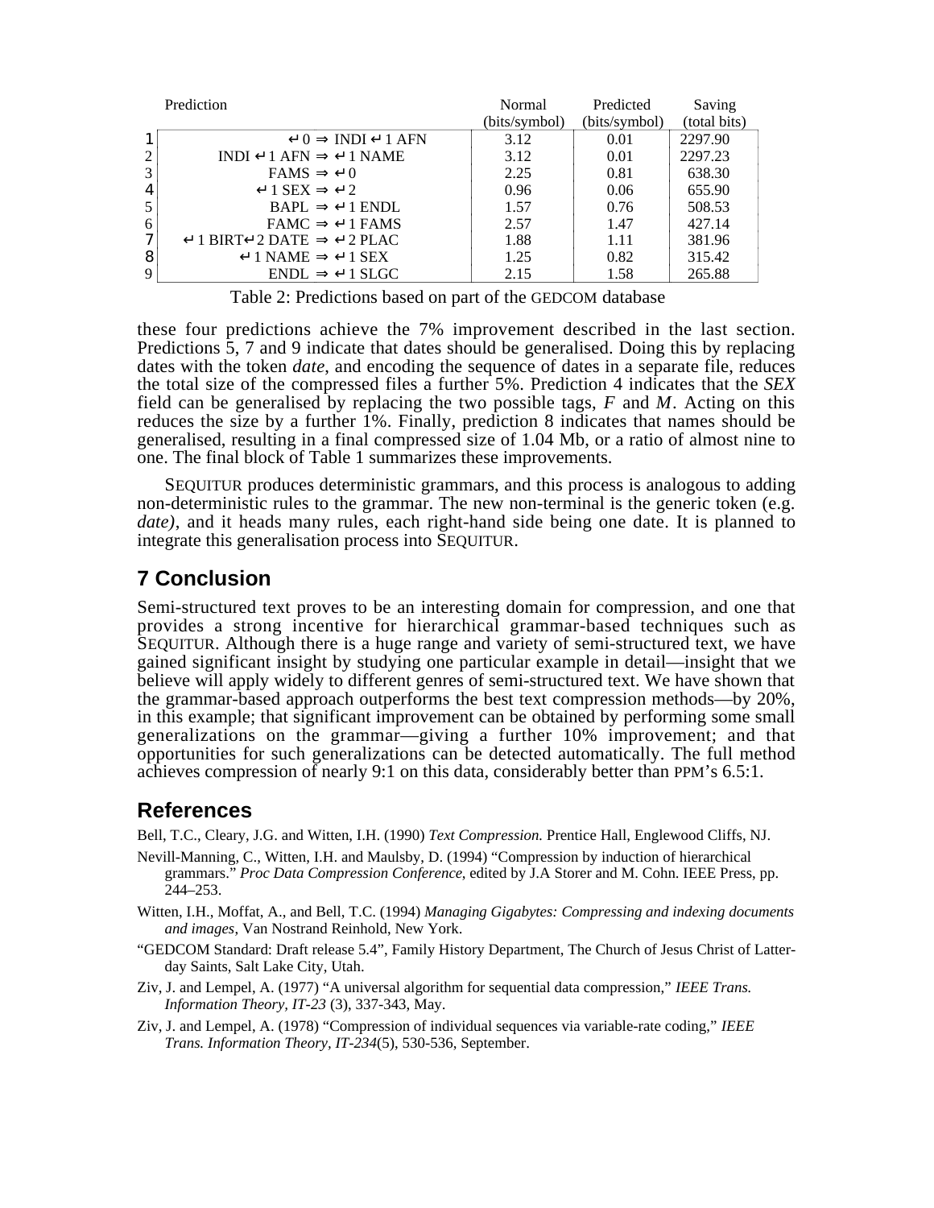| | Prediction | Normal (bits/symbol) | Predicted (bits/symbol) | Saving (total bits) |
|---|---|---|---|---|
| 1 | ↵ 0 ⇒ INDI ↵ 1 AFN | 3.12 | 0.01 | 2297.90 |
| 2 | INDI ↵ 1 AFN ⇒ ↵ 1 NAME | 3.12 | 0.01 | 2297.23 |
| 3 | FAMS ⇒ ↵ 0 | 2.25 | 0.81 | 638.30 |
| 4 | ↵ 1 SEX ⇒ ↵ 2 | 0.96 | 0.06 | 655.90 |
| 5 | BAPL ⇒ ↵ 1 ENDL | 1.57 | 0.76 | 508.53 |
| 6 | FAMC ⇒ ↵ 1 FAMS | 2.57 | 1.47 | 427.14 |
| 7 | ↵ 1 BIRT↵ 2 DATE ⇒ ↵ 2 PLAC | 1.88 | 1.11 | 381.96 |
| 8 | ↵ 1 NAME ⇒ ↵ 1 SEX | 1.25 | 0.82 | 315.42 |
| 9 | ENDL ⇒ ↵ 1 SLGC | 2.15 | 1.58 | 265.88 |

Table 2: Predictions based on part of the GEDCOM database

these four predictions achieve the 7% improvement described in the last section. Predictions 5, 7 and 9 indicate that dates should be generalised. Doing this by replacing dates with the token *date*, and encoding the sequence of dates in a separate file, reduces the total size of the compressed files a further 5%. Prediction 4 indicates that the *SEX* field can be generalised by replacing the two possible tags, *F* and *M*. Acting on this reduces the size by a further 1%. Finally, prediction 8 indicates that names should be generalised, resulting in a final compressed size of 1.04 Mb, or a ratio of almost nine to one. The final block of Table 1 summarizes these improvements.

SEQUITUR produces deterministic grammars, and this process is analogous to adding non-deterministic rules to the grammar. The new non-terminal is the generic token (e.g. *date)*, and it heads many rules, each right-hand side being one date. It is planned to integrate this generalisation process into SEQUITUR.

## 7 Conclusion

Semi-structured text proves to be an interesting domain for compression, and one that provides a strong incentive for hierarchical grammar-based techniques such as SEQUITUR. Although there is a huge range and variety of semi-structured text, we have gained significant insight by studying one particular example in detail—insight that we believe will apply widely to different genres of semi-structured text. We have shown that the grammar-based approach outperforms the best text compression methods—by 20%, in this example; that significant improvement can be obtained by performing some small generalizations on the grammar—giving a further 10% improvement; and that opportunities for such generalizations can be detected automatically. The full method achieves compression of nearly 9:1 on this data, considerably better than PPM's 6.5:1.

## References

Bell, T.C., Cleary, J.G. and Witten, I.H. (1990) *Text Compression.* Prentice Hall, Englewood Cliffs, NJ.

Nevill-Manning, C., Witten, I.H. and Maulsby, D. (1994) "Compression by induction of hierarchical grammars." *Proc Data Compression Conference*, edited by J.A Storer and M. Cohn. IEEE Press, pp. 244–253.

Witten, I.H., Moffat, A., and Bell, T.C. (1994) *Managing Gigabytes: Compressing and indexing documents and images*, Van Nostrand Reinhold, New York.

"GEDCOM Standard: Draft release 5.4", Family History Department, The Church of Jesus Christ of Latter-day Saints, Salt Lake City, Utah.

Ziv, J. and Lempel, A. (1977) "A universal algorithm for sequential data compression," *IEEE Trans. Information Theory, IT-23* (3), 337-343, May.

Ziv, J. and Lempel, A. (1978) "Compression of individual sequences via variable-rate coding," *IEEE Trans. Information Theory, IT-234*(5), 530-536, September.